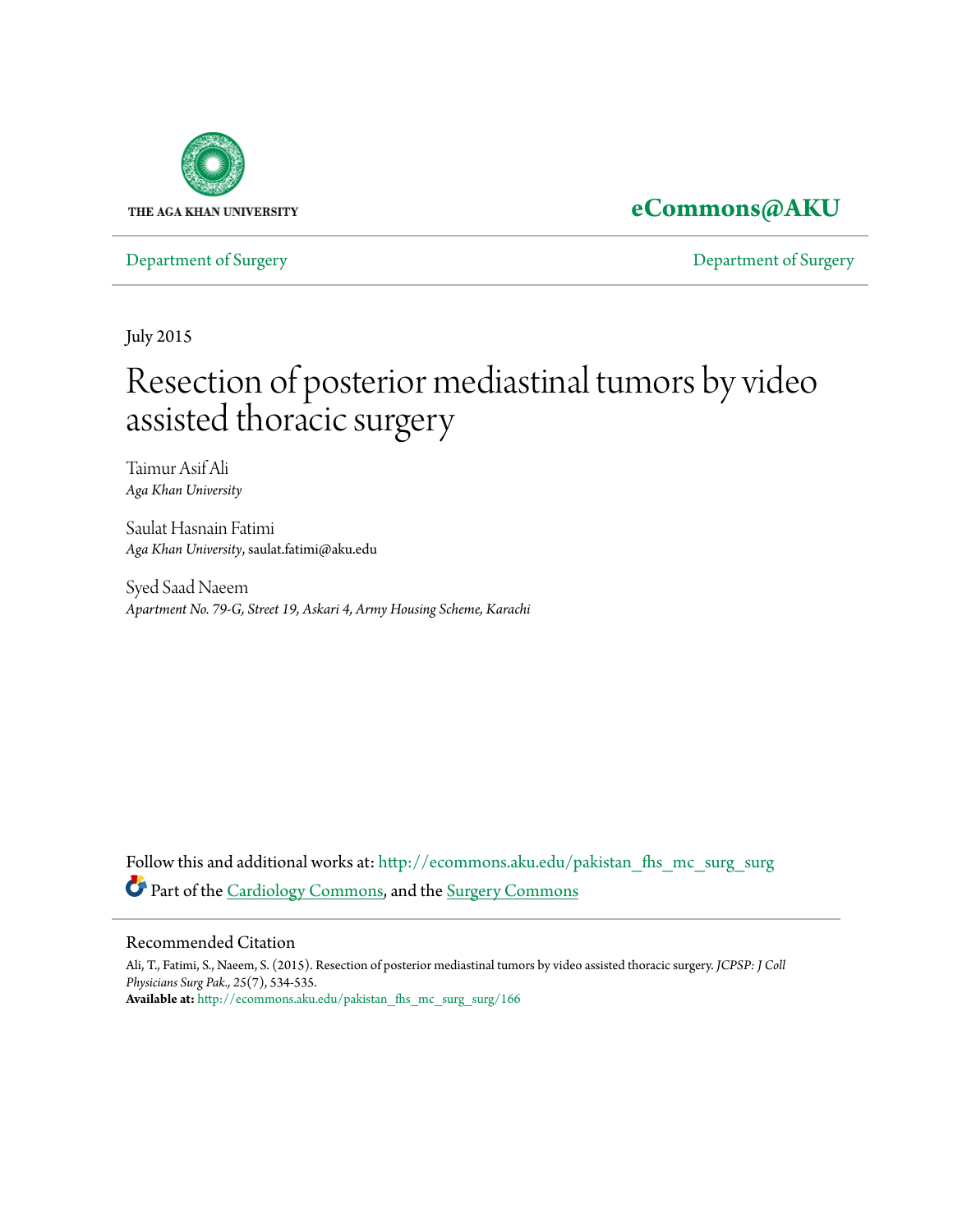THE AGA KHAN UNIVERSITY

**eCommons@AKU**

Department of Surgery | Department of Surgery

July 2015

# Resection of posterior mediastinal tumors by video assisted thoracic surgery

Taimur Asif Ali
*Aga Khan University*

Saulat Hasnain Fatimi
*Aga Khan University*, saulat.fatimi@aku.edu

Syed Saad Naeem
*Apartment No. 79-G, Street 19, Askari 4, Army Housing Scheme, Karachi*

Follow this and additional works at: http://ecommons.aku.edu/pakistan_fhs_mc_surg_surg

Part of the Cardiology Commons, and the Surgery Commons

## Recommended Citation

Ali, T., Fatimi, S., Naeem, S. (2015). Resection of posterior mediastinal tumors by video assisted thoracic surgery. *JCPSP: J Coll Physicians Surg Pak.*, *25*(7), 534-535.
**Available at:** http://ecommons.aku.edu/pakistan_fhs_mc_surg_surg/166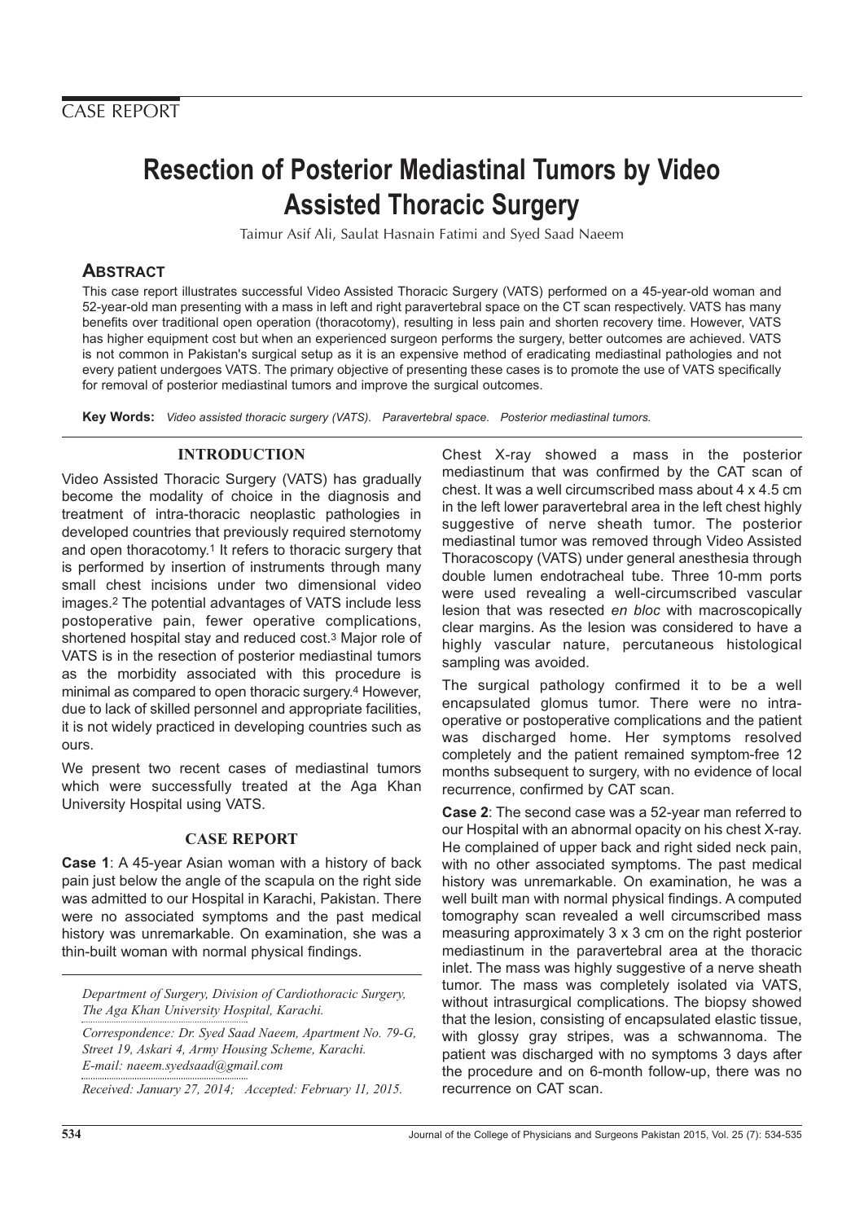CASE REPORT

# Resection of Posterior Mediastinal Tumors by Video Assisted Thoracic Surgery

Taimur Asif Ali, Saulat Hasnain Fatimi and Syed Saad Naeem

## Abstract

This case report illustrates successful Video Assisted Thoracic Surgery (VATS) performed on a 45-year-old woman and 52-year-old man presenting with a mass in left and right paravertebral space on the CT scan respectively. VATS has many benefits over traditional open operation (thoracotomy), resulting in less pain and shorten recovery time. However, VATS has higher equipment cost but when an experienced surgeon performs the surgery, better outcomes are achieved. VATS is not common in Pakistan's surgical setup as it is an expensive method of eradicating mediastinal pathologies and not every patient undergoes VATS. The primary objective of presenting these cases is to promote the use of VATS specifically for removal of posterior mediastinal tumors and improve the surgical outcomes.

**Key Words:** *Video assisted thoracic surgery (VATS). Paravertebral space. Posterior mediastinal tumors.*

## INTRODUCTION

Video Assisted Thoracic Surgery (VATS) has gradually become the modality of choice in the diagnosis and treatment of intra-thoracic neoplastic pathologies in developed countries that previously required sternotomy and open thoracotomy.[1] It refers to thoracic surgery that is performed by insertion of instruments through many small chest incisions under two dimensional video images.[2] The potential advantages of VATS include less postoperative pain, fewer operative complications, shortened hospital stay and reduced cost.[3] Major role of VATS is in the resection of posterior mediastinal tumors as the morbidity associated with this procedure is minimal as compared to open thoracic surgery.[4] However, due to lack of skilled personnel and appropriate facilities, it is not widely practiced in developing countries such as ours.

We present two recent cases of mediastinal tumors which were successfully treated at the Aga Khan University Hospital using VATS.

## CASE REPORT

**Case 1**: A 45-year Asian woman with a history of back pain just below the angle of the scapula on the right side was admitted to our Hospital in Karachi, Pakistan. There were no associated symptoms and the past medical history was unremarkable. On examination, she was a thin-built woman with normal physical findings.

*Department of Surgery, Division of Cardiothoracic Surgery, The Aga Khan University Hospital, Karachi.*

*Correspondence: Dr. Syed Saad Naeem, Apartment No. 79-G, Street 19, Askari 4, Army Housing Scheme, Karachi. E-mail: naeem.syedsaad@gmail.com*

*Received: January 27, 2014; Accepted: February 11, 2015.*

Chest X-ray showed a mass in the posterior mediastinum that was confirmed by the CAT scan of chest. It was a well circumscribed mass about 4 x 4.5 cm in the left lower paravertebral area in the left chest highly suggestive of nerve sheath tumor. The posterior mediastinal tumor was removed through Video Assisted Thoracoscopy (VATS) under general anesthesia through double lumen endotracheal tube. Three 10-mm ports were used revealing a well-circumscribed vascular lesion that was resected *en bloc* with macroscopically clear margins. As the lesion was considered to have a highly vascular nature, percutaneous histological sampling was avoided.

The surgical pathology confirmed it to be a well encapsulated glomus tumor. There were no intra-operative or postoperative complications and the patient was discharged home. Her symptoms resolved completely and the patient remained symptom-free 12 months subsequent to surgery, with no evidence of local recurrence, confirmed by CAT scan.

**Case 2**: The second case was a 52-year man referred to our Hospital with an abnormal opacity on his chest X-ray. He complained of upper back and right sided neck pain, with no other associated symptoms. The past medical history was unremarkable. On examination, he was a well built man with normal physical findings. A computed tomography scan revealed a well circumscribed mass measuring approximately 3 x 3 cm on the right posterior mediastinum in the paravertebral area at the thoracic inlet. The mass was highly suggestive of a nerve sheath tumor. The mass was completely isolated via VATS, without intrasurgical complications. The biopsy showed that the lesion, consisting of encapsulated elastic tissue, with glossy gray stripes, was a schwannoma. The patient was discharged with no symptoms 3 days after the procedure and on 6-month follow-up, there was no recurrence on CAT scan.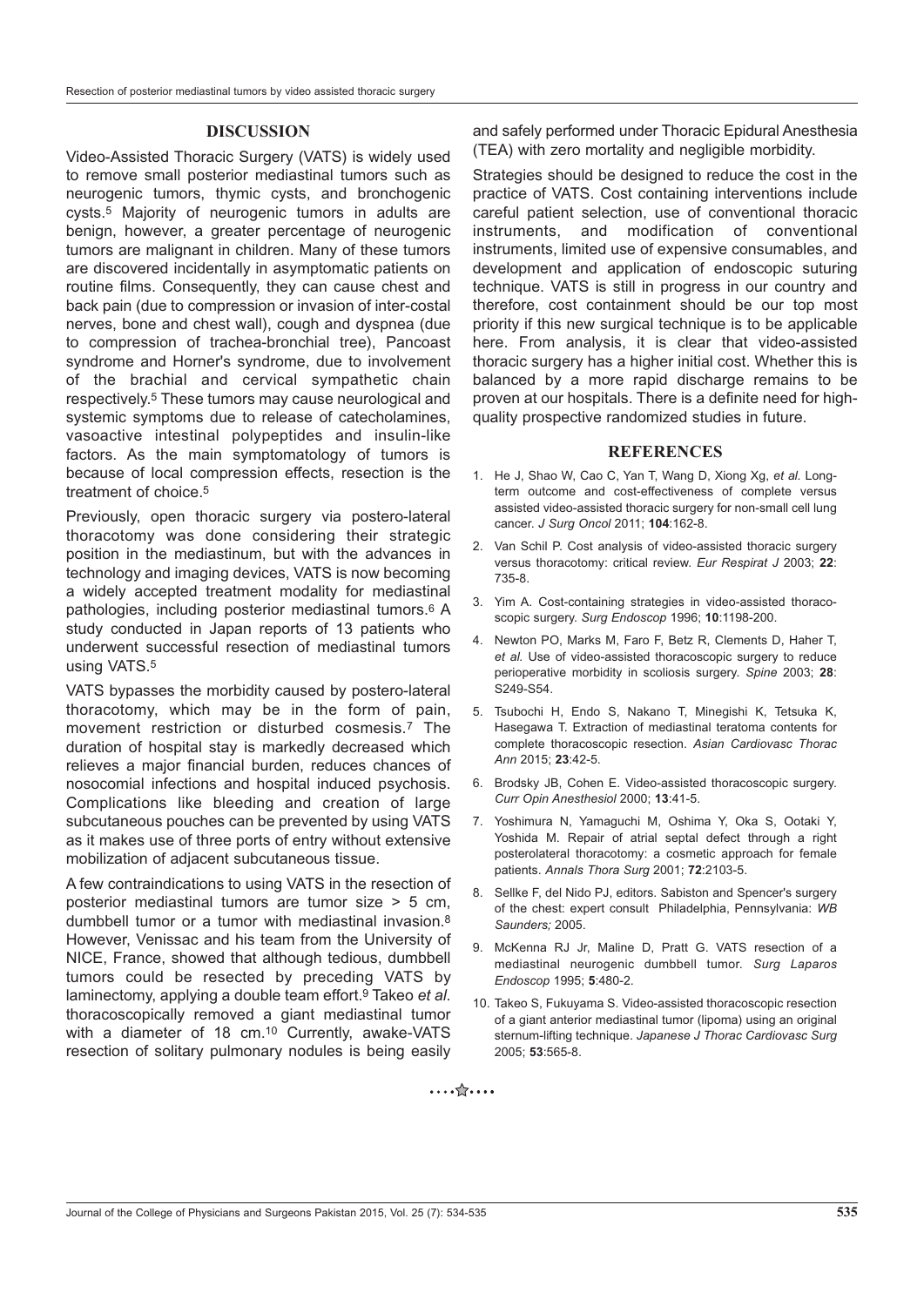## DISCUSSION

Video-Assisted Thoracic Surgery (VATS) is widely used to remove small posterior mediastinal tumors such as neurogenic tumors, thymic cysts, and bronchogenic cysts.[5] Majority of neurogenic tumors in adults are benign, however, a greater percentage of neurogenic tumors are malignant in children. Many of these tumors are discovered incidentally in asymptomatic patients on routine films. Consequently, they can cause chest and back pain (due to compression or invasion of inter-costal nerves, bone and chest wall), cough and dyspnea (due to compression of trachea-bronchial tree), Pancoast syndrome and Horner's syndrome, due to involvement of the brachial and cervical sympathetic chain respectively.[5] These tumors may cause neurological and systemic symptoms due to release of catecholamines, vasoactive intestinal polypeptides and insulin-like factors. As the main symptomatology of tumors is because of local compression effects, resection is the treatment of choice.[5]

Previously, open thoracic surgery via postero-lateral thoracotomy was done considering their strategic position in the mediastinum, but with the advances in technology and imaging devices, VATS is now becoming a widely accepted treatment modality for mediastinal pathologies, including posterior mediastinal tumors.[6] A study conducted in Japan reports of 13 patients who underwent successful resection of mediastinal tumors using VATS.[5]

VATS bypasses the morbidity caused by postero-lateral thoracotomy, which may be in the form of pain, movement restriction or disturbed cosmesis.[7] The duration of hospital stay is markedly decreased which relieves a major financial burden, reduces chances of nosocomial infections and hospital induced psychosis. Complications like bleeding and creation of large subcutaneous pouches can be prevented by using VATS as it makes use of three ports of entry without extensive mobilization of adjacent subcutaneous tissue.

A few contraindications to using VATS in the resection of posterior mediastinal tumors are tumor size > 5 cm, dumbbell tumor or a tumor with mediastinal invasion.[8] However, Venissac and his team from the University of NICE, France, showed that although tedious, dumbbell tumors could be resected by preceding VATS by laminectomy, applying a double team effort.[9] Takeo *et al*. thoracoscopically removed a giant mediastinal tumor with a diameter of 18 cm.[10] Currently, awake-VATS resection of solitary pulmonary nodules is being easily and safely performed under Thoracic Epidural Anesthesia (TEA) with zero mortality and negligible morbidity.

Strategies should be designed to reduce the cost in the practice of VATS. Cost containing interventions include careful patient selection, use of conventional thoracic instruments, and modification of conventional instruments, limited use of expensive consumables, and development and application of endoscopic suturing technique. VATS is still in progress in our country and therefore, cost containment should be our top most priority if this new surgical technique is to be applicable here. From analysis, it is clear that video-assisted thoracic surgery has a higher initial cost. Whether this is balanced by a more rapid discharge remains to be proven at our hospitals. There is a definite need for high-quality prospective randomized studies in future.

## REFERENCES

1. He J, Shao W, Cao C, Yan T, Wang D, Xiong Xg, *et al.* Long-term outcome and cost-effectiveness of complete versus assisted video-assisted thoracic surgery for non-small cell lung cancer. *J Surg Oncol* 2011; **104**:162-8.
2. Van Schil P. Cost analysis of video-assisted thoracic surgery versus thoracotomy: critical review. *Eur Respirat J* 2003; **22**: 735-8.
3. Yim A. Cost-containing strategies in video-assisted thoracoscopic surgery. *Surg Endoscop* 1996; **10**:1198-200.
4. Newton PO, Marks M, Faro F, Betz R, Clements D, Haher T, *et al.* Use of video-assisted thoracoscopic surgery to reduce perioperative morbidity in scoliosis surgery. *Spine* 2003; **28**: S249-S54.
5. Tsubochi H, Endo S, Nakano T, Minegishi K, Tetsuka K, Hasegawa T. Extraction of mediastinal teratoma contents for complete thoracoscopic resection. *Asian Cardiovasc Thorac Ann* 2015; **23**:42-5.
6. Brodsky JB, Cohen E. Video-assisted thoracoscopic surgery. *Curr Opin Anesthesiol* 2000; **13**:41-5.
7. Yoshimura N, Yamaguchi M, Oshima Y, Oka S, Ootaki Y, Yoshida M. Repair of atrial septal defect through a right posterolateral thoracotomy: a cosmetic approach for female patients. *Annals Thora Surg* 2001; **72**:2103-5.
8. Sellke F, del Nido PJ, editors. Sabiston and Spencer's surgery of the chest: expert consult Philadelphia, Pennsylvania: *WB Saunders;* 2005.
9. McKenna RJ Jr, Maline D, Pratt G. VATS resection of a mediastinal neurogenic dumbbell tumor. *Surg Laparos Endoscop* 1995; **5**:480-2.
10. Takeo S, Fukuyama S. Video-assisted thoracoscopic resection of a giant anterior mediastinal tumor (lipoma) using an original sternum-lifting technique. *Japanese J Thorac Cardiovasc Surg* 2005; **53**:565-8.